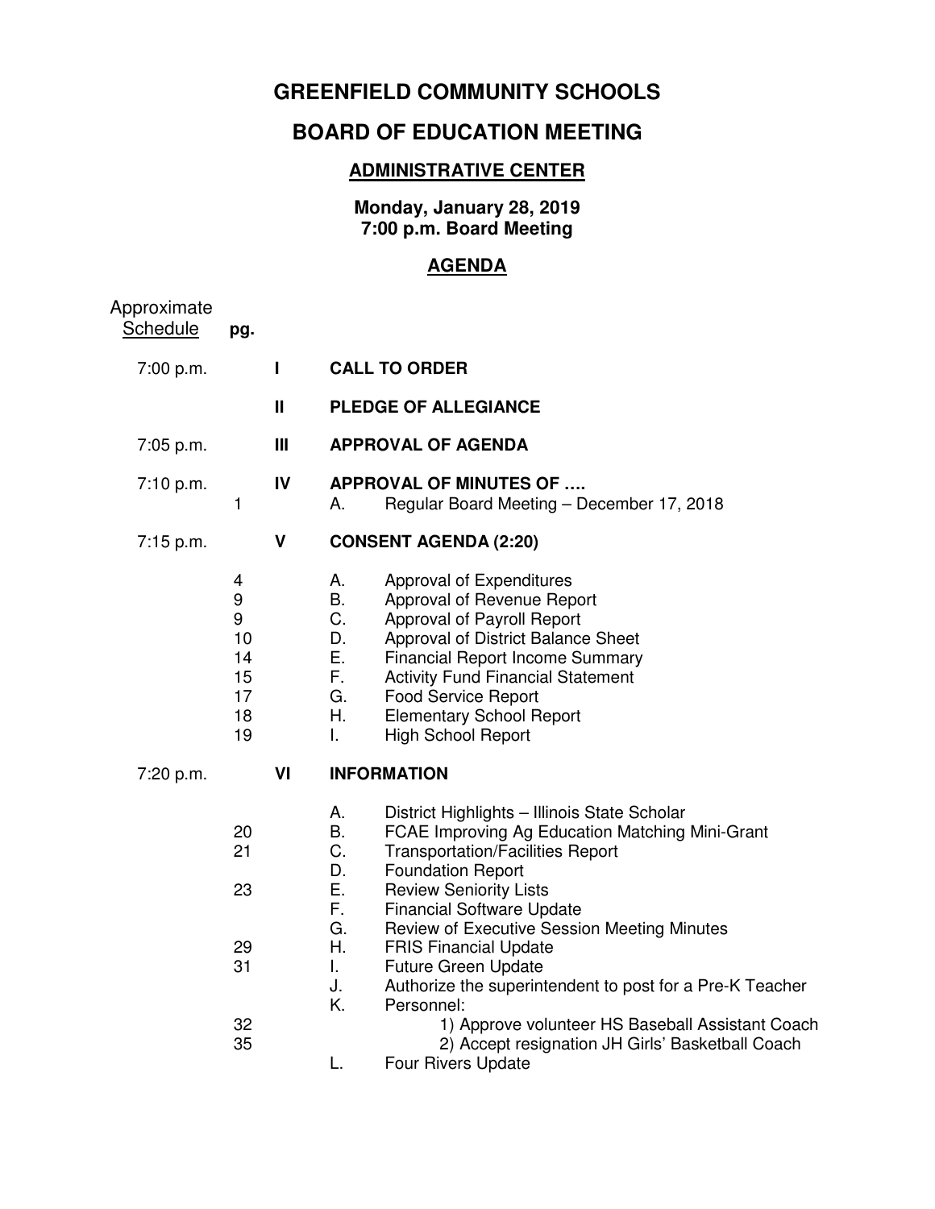# GREENFIELD COMMUNITY SCHOOLS

## BOARD OF EDUCATION MEETING

### ADMINISTRATIVE CENTER

**Monday, January 28, 2019**
**7:00 p.m. Board Meeting**

### AGENDA

| Approximate Schedule | pg. | | |
|---|---|---|---|
| 7:00 p.m. | | **I** | **CALL TO ORDER** |
| | | **II** | **PLEDGE OF ALLEGIANCE** |
| 7:05 p.m. | | **III** | **APPROVAL OF AGENDA** |
| 7:10 p.m. | | **IV** | **APPROVAL OF MINUTES OF ….** |
| | 1 | | A. Regular Board Meeting – December 17, 2018 |
| 7:15 p.m. | | **V** | **CONSENT AGENDA (2:20)** |
| | 4 | | A. Approval of Expenditures |
| | 9 | | B. Approval of Revenue Report |
| | 9 | | C. Approval of Payroll Report |
| | 10 | | D. Approval of District Balance Sheet |
| | 14 | | E. Financial Report Income Summary |
| | 15 | | F. Activity Fund Financial Statement |
| | 17 | | G. Food Service Report |
| | 18 | | H. Elementary School Report |
| | 19 | | I. High School Report |
| 7:20 p.m. | | **VI** | **INFORMATION** |
| | | | A. District Highlights – Illinois State Scholar |
| | 20 | | B. FCAE Improving Ag Education Matching Mini-Grant |
| | 21 | | C. Transportation/Facilities Report |
| | | | D. Foundation Report |
| | 23 | | E. Review Seniority Lists |
| | | | F. Financial Software Update |
| | | | G. Review of Executive Session Meeting Minutes |
| | 29 | | H. FRIS Financial Update |
| | 31 | | I. Future Green Update |
| | | | J. Authorize the superintendent to post for a Pre-K Teacher |
| | | | K. Personnel: |
| | 32 | | 1) Approve volunteer HS Baseball Assistant Coach |
| | 35 | | 2) Accept resignation JH Girls' Basketball Coach |
| | | | L. Four Rivers Update |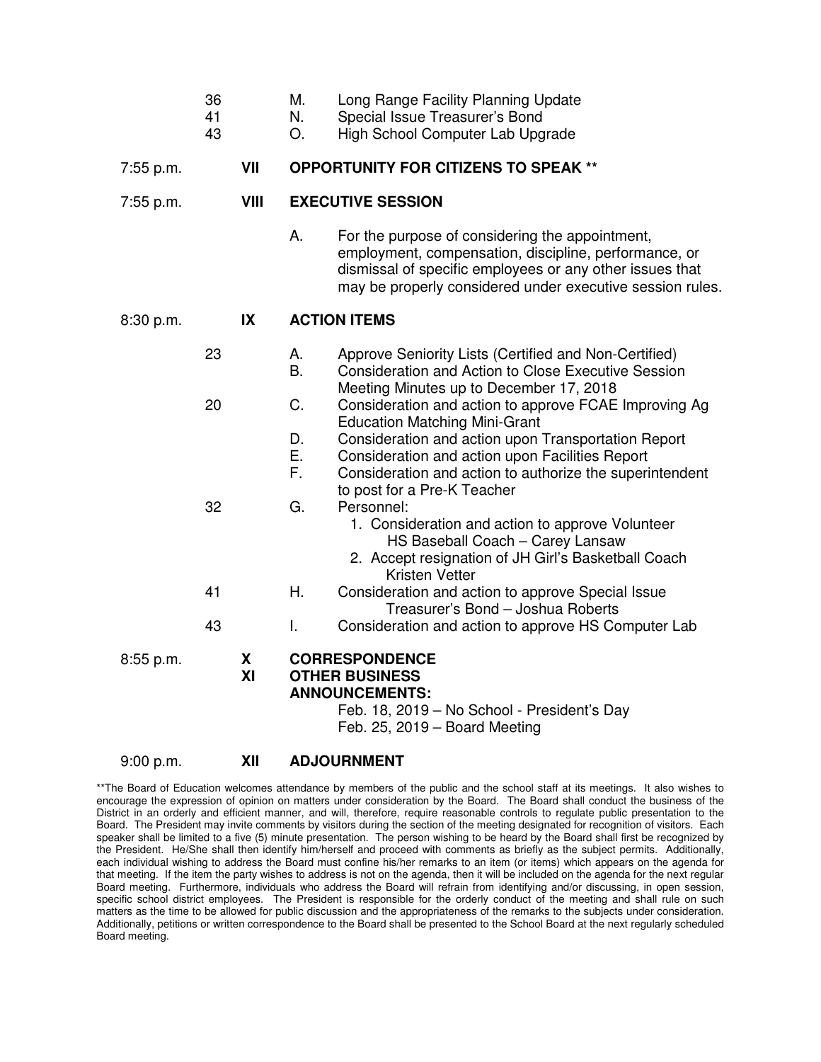| | | | | |
|---|---|---|---|---|
| | 36 | | M. | Long Range Facility Planning Update |
| | 41 | | N. | Special Issue Treasurer's Bond |
| | 43 | | O. | High School Computer Lab Upgrade |
| 7:55 p.m. | | **VII** | | **OPPORTUNITY FOR CITIZENS TO SPEAK** ** |
| 7:55 p.m. | | **VIII** | | **EXECUTIVE SESSION** |
| | | | A. | For the purpose of considering the appointment, employment, compensation, discipline, performance, or dismissal of specific employees or any other issues that may be properly considered under executive session rules. |
| 8:30 p.m. | | **IX** | | **ACTION ITEMS** |
| | 23 | | A. | Approve Seniority Lists (Certified and Non-Certified) |
| | | | B. | Consideration and Action to Close Executive Session Meeting Minutes up to December 17, 2018 |
| | 20 | | C. | Consideration and action to approve FCAE Improving Ag Education Matching Mini-Grant |
| | | | D. | Consideration and action upon Transportation Report |
| | | | E. | Consideration and action upon Facilities Report |
| | | | F. | Consideration and action to authorize the superintendent to post for a Pre-K Teacher |
| | 32 | | G. | Personnel: 1. Consideration and action to approve Volunteer HS Baseball Coach – Carey Lansaw 2. Accept resignation of JH Girl's Basketball Coach Kristen Vetter |
| | 41 | | H. | Consideration and action to approve Special Issue Treasurer's Bond – Joshua Roberts |
| | 43 | | I. | Consideration and action to approve HS Computer Lab |
| 8:55 p.m. | | **X** | | **CORRESPONDENCE** |
| | | **XI** | | **OTHER BUSINESS** |
| | | | | **ANNOUNCEMENTS:** Feb. 18, 2019 – No School - President's Day; Feb. 25, 2019 – Board Meeting |
| 9:00 p.m. | | **XII** | | **ADJOURNMENT** |

**The Board of Education welcomes attendance by members of the public and the school staff at its meetings. It also wishes to encourage the expression of opinion on matters under consideration by the Board. The Board shall conduct the business of the District in an orderly and efficient manner, and will, therefore, require reasonable controls to regulate public presentation to the Board. The President may invite comments by visitors during the section of the meeting designated for recognition of visitors. Each speaker shall be limited to a five (5) minute presentation. The person wishing to be heard by the Board shall first be recognized by the President. He/She shall then identify him/herself and proceed with comments as briefly as the subject permits. Additionally, each individual wishing to address the Board must confine his/her remarks to an item (or items) which appears on the agenda for that meeting. If the item the party wishes to address is not on the agenda, then it will be included on the agenda for the next regular Board meeting. Furthermore, individuals who address the Board will refrain from identifying and/or discussing, in open session, specific school district employees. The President is responsible for the orderly conduct of the meeting and shall rule on such matters as the time to be allowed for public discussion and the appropriateness of the remarks to the subjects under consideration. Additionally, petitions or written correspondence to the Board shall be presented to the School Board at the next regularly scheduled Board meeting.